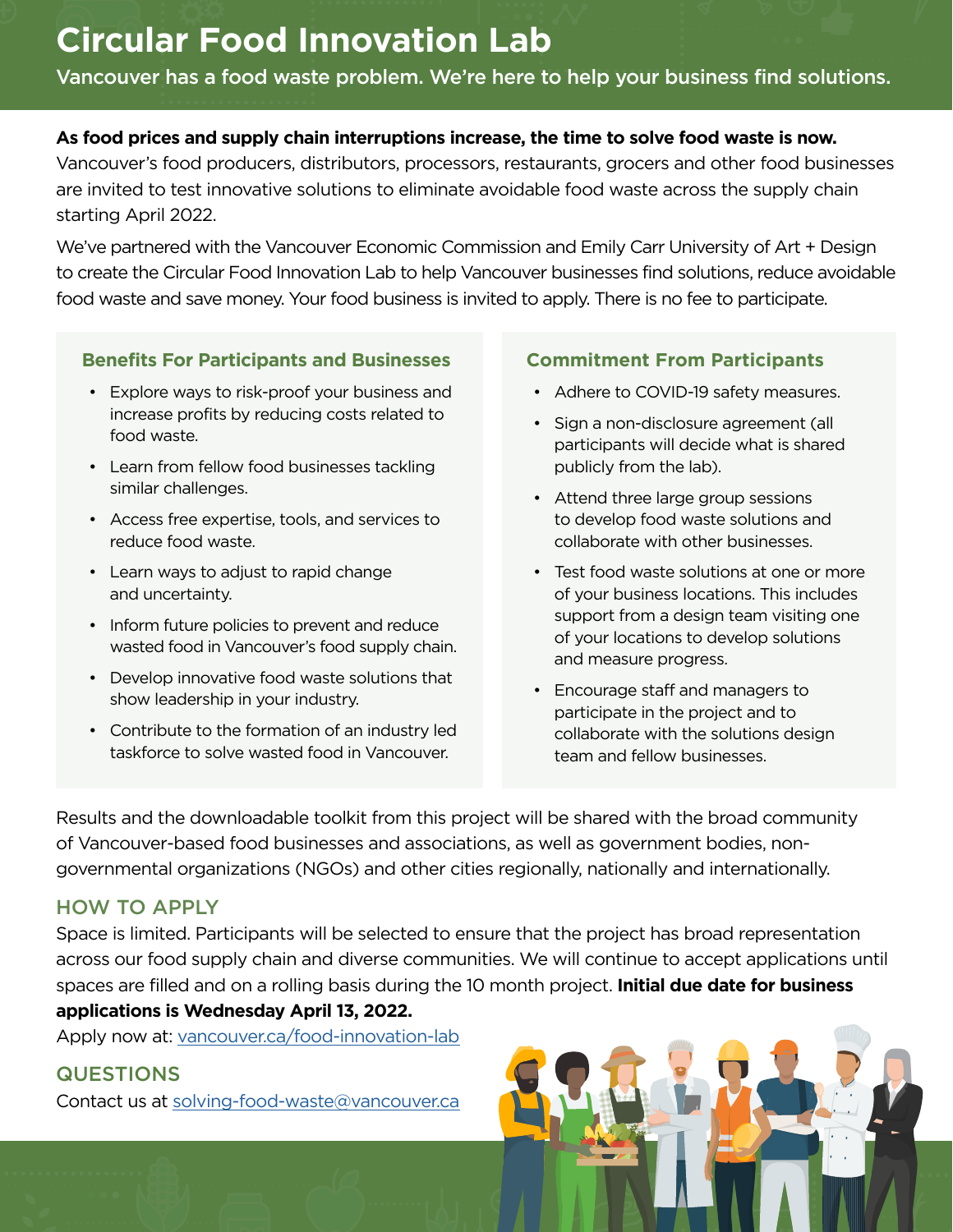# Circular Food Innovation Lab

Vancouver has a food waste problem. We're here to help your business find solutions.

**As food prices and supply chain interruptions increase, the time to solve food waste is now.** Vancouver's food producers, distributors, processors, restaurants, grocers and other food businesses are invited to test innovative solutions to eliminate avoidable food waste across the supply chain starting April 2022.

We've partnered with the Vancouver Economic Commission and Emily Carr University of Art + Design to create the Circular Food Innovation Lab to help Vancouver businesses find solutions, reduce avoidable food waste and save money. Your food business is invited to apply. There is no fee to participate.

### Benefits For Participants and Businesses

- Explore ways to risk-proof your business and increase profits by reducing costs related to food waste.
- Learn from fellow food businesses tackling similar challenges.
- Access free expertise, tools, and services to reduce food waste.
- Learn ways to adjust to rapid change and uncertainty.
- Inform future policies to prevent and reduce wasted food in Vancouver's food supply chain.
- Develop innovative food waste solutions that show leadership in your industry.
- Contribute to the formation of an industry led taskforce to solve wasted food in Vancouver.

### Commitment From Participants

- Adhere to COVID-19 safety measures.
- Sign a non-disclosure agreement (all participants will decide what is shared publicly from the lab).
- Attend three large group sessions to develop food waste solutions and collaborate with other businesses.
- Test food waste solutions at one or more of your business locations. This includes support from a design team visiting one of your locations to develop solutions and measure progress.
- Encourage staff and managers to participate in the project and to collaborate with the solutions design team and fellow businesses.

Results and the downloadable toolkit from this project will be shared with the broad community of Vancouver-based food businesses and associations, as well as government bodies, non-governmental organizations (NGOs) and other cities regionally, nationally and internationally.

## HOW TO APPLY

Space is limited. Participants will be selected to ensure that the project has broad representation across our food supply chain and diverse communities. We will continue to accept applications until spaces are filled and on a rolling basis during the 10 month project. **Initial due date for business applications is Wednesday April 13, 2022.**

Apply now at: vancouver.ca/food-innovation-lab

## QUESTIONS

Contact us at solving-food-waste@vancouver.ca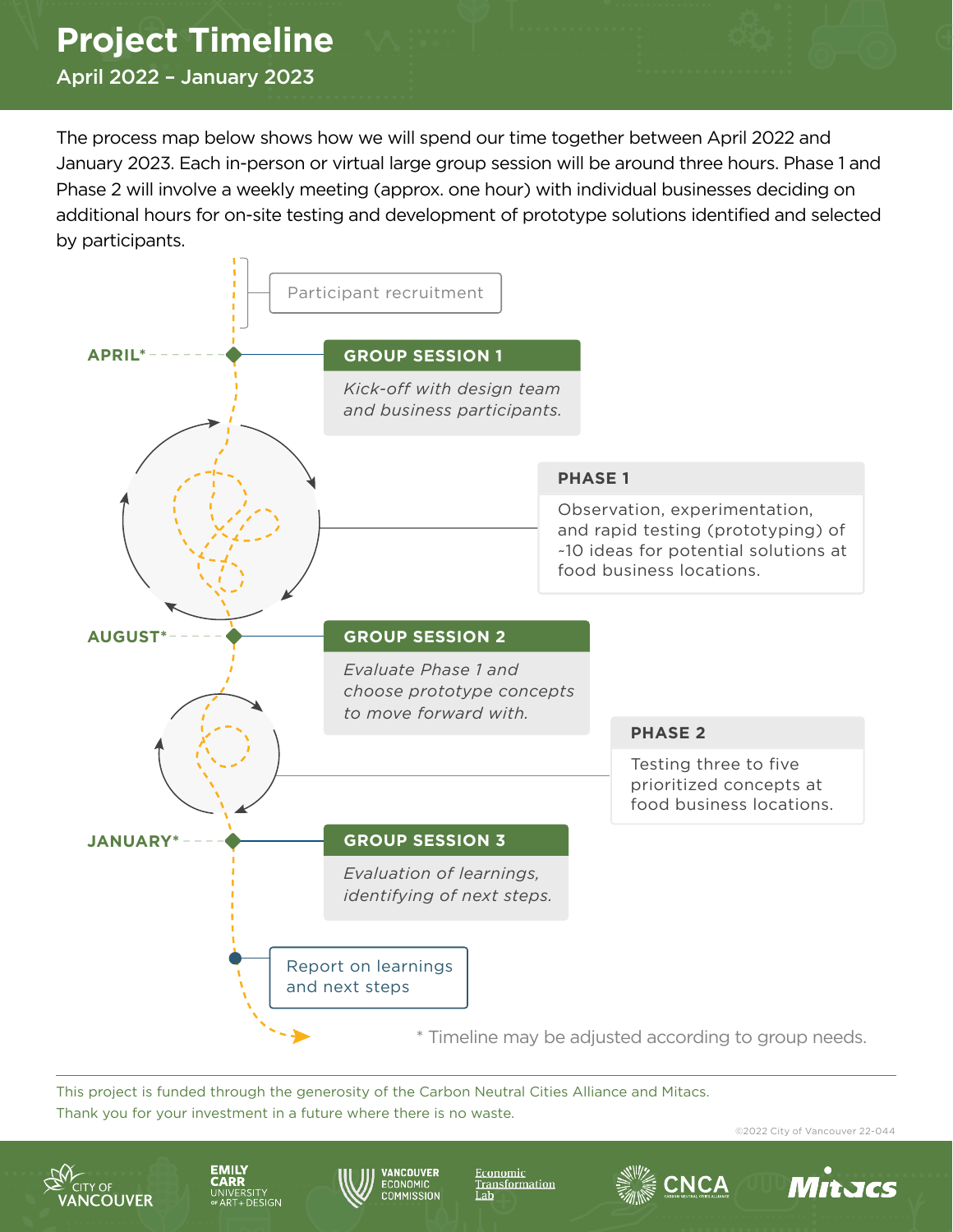# Project Timeline

## April 2022 – January 2023

The process map below shows how we will spend our time together between April 2022 and January 2023. Each in-person or virtual large group session will be around three hours. Phase 1 and Phase 2 will involve a weekly meeting (approx. one hour) with individual businesses deciding on additional hours for on-site testing and development of prototype solutions identified and selected by participants.

Participant recruitment

**APRIL***

**GROUP SESSION 1**

*Kick-off with design team and business participants.*

**PHASE 1**

Observation, experimentation, and rapid testing (prototyping) of ~10 ideas for potential solutions at food business locations.

**AUGUST***

**GROUP SESSION 2**

*Evaluate Phase 1 and choose prototype concepts to move forward with.*

**PHASE 2**

Testing three to five prioritized concepts at food business locations.

**JANUARY***

**GROUP SESSION 3**

*Evaluation of learnings, identifying of next steps.*

Report on learnings and next steps

* Timeline may be adjusted according to group needs.

---

This project is funded through the generosity of the Carbon Neutral Cities Alliance and Mitacs.
Thank you for your investment in a future where there is no waste.

©2022 City of Vancouver 22-044

City of Vancouver | Emily Carr University of Art + Design | Vancouver Economic Commission | Economic Transformation Lab | CNCA | Mitacs